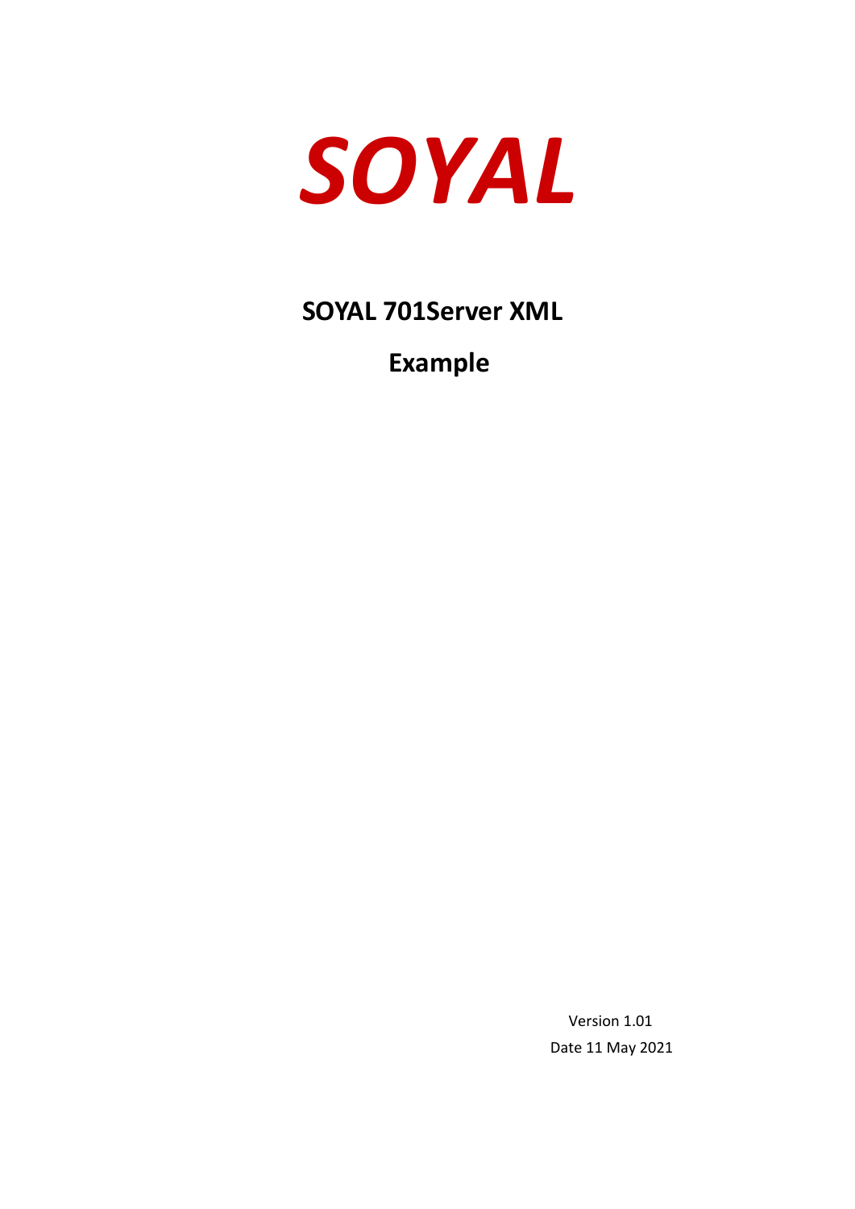# SOYAL

## SOYAL 701Server XML

## Example

Version 1.01

Date 11 May 2021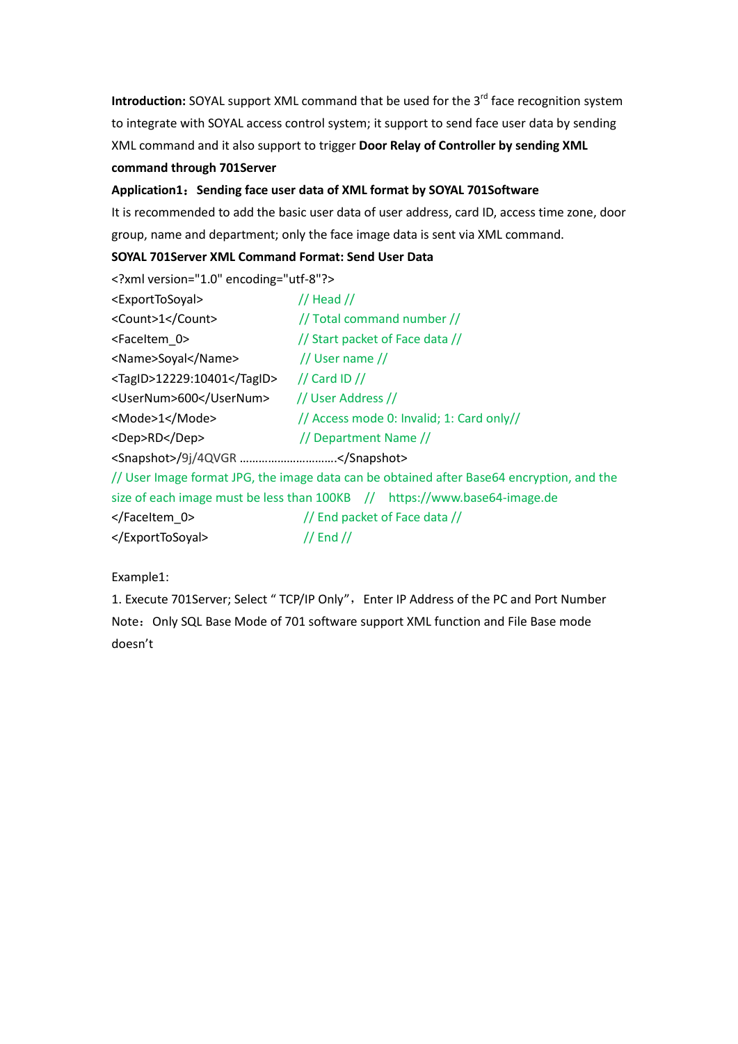**Introduction:** SOYAL support XML command that be used for the 3rd face recognition system to integrate with SOYAL access control system; it support to send face user data by sending XML command and it also support to trigger **Door Relay of Controller by sending XML command through 701Server**

**Application1：Sending face user data of XML format by SOYAL 701Software**

It is recommended to add the basic user data of user address, card ID, access time zone, door group, name and department; only the face image data is sent via XML command.

**SOYAL 701Server XML Command Format: Send User Data**

```
<?xml version="1.0" encoding="utf-8"?>
<ExportToSoyal>                    // Head //
<Count>1</Count>                   // Total command number //
<FaceItem_0>                       // Start packet of Face data //
<Name>Soyal</Name>                 // User name //
<TagID>12229:10401</TagID>         // Card ID //
<UserNum>600</UserNum>             // User Address //
<Mode>1</Mode>                     // Access mode 0: Invalid; 1: Card only//
<Dep>RD</Dep>                      // Department Name //
<Snapshot>/9j/4QVGR …………………………</Snapshot>
// User Image format JPG, the image data can be obtained after Base64 encryption, and the size of each image must be less than 100KB    //    https://www.base64-image.de
</FaceItem_0>                      // End packet of Face data //
</ExportToSoyal>                   // End //
```

Example1:

1. Execute 701Server; Select " TCP/IP Only"，Enter IP Address of the PC and Port Number

Note：Only SQL Base Mode of 701 software support XML function and File Base mode doesn't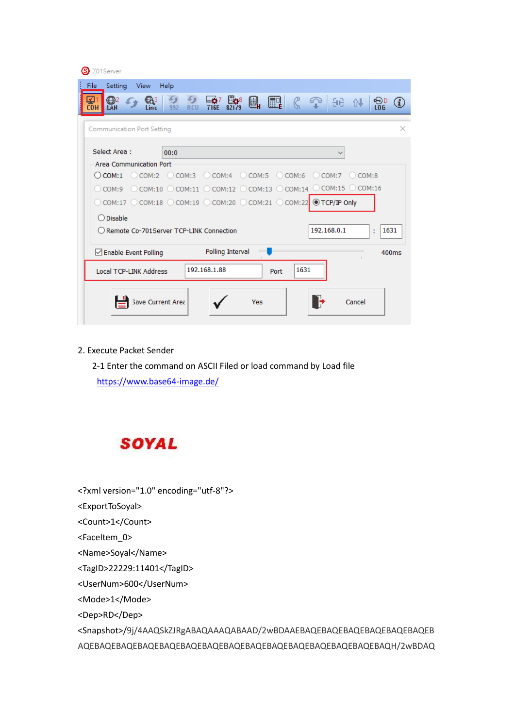2. Execute Packet Sender

2-1 Enter the command on ASCII Filed or load command by Load file

https://www.base64-image.de/

<?xml version="1.0" encoding="utf-8"?>

<ExportToSoyal>

<Count>1</Count>

<FaceItem_0>

<Name>Soyal</Name>

<TagID>22229:11401</TagID>

<UserNum>600</UserNum>

<Mode>1</Mode>

<Dep>RD</Dep>

<Snapshot>/9j/4AAQSkZJRgABAQAAAQABAAD/2wBDAAEBAQEBAQEBAQEBAQEBAQEBAQEBAQEBAQEBAQEBAQEBAQEBAQEBAQEBAQEBAQEBAQEBAQEBAQEBAQEBAQEBAQEBAQEBAQH/2wBDAQ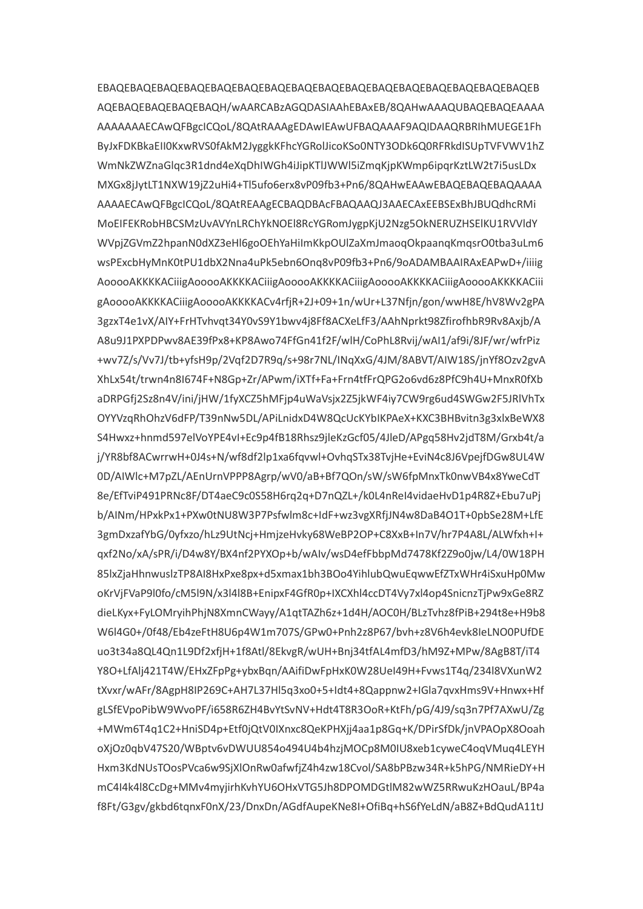EBAQEBAQEBAQEBAQEBAQEBAQEBAQEBAQEBAQEBAQEBAQEBAQEBAQEBAQEBAQEBAQEBAQEB
AQEBAQEBAQEBAQEBAQH/wAARCABzAGQDASIAAhEBAxEB/8QAHwAAAQUBAQEBAQEAAAA
AAAAAAAECAwQFBgcICQoL/8QAtRAAAgEDAwIEAwUFBAQAAAF9AQIDAAQRBRIhMUEGE1Fh
ByJxFDKBkaEII0KxwRVS0fAkM2JyggkKFhcYGRolJicoKSo0NTY3ODk6Q0RFRkdISUpTVFVWV1hZ
WmNkZWZnaGlqc3R1dnd4eXqDhIWGh4iJipKTlJWWl5iZmqKjpKWmp6ipqrKztLW2t7i5usLDx
MXGx8jJytLT1NXW19jZ2uHi4+Tl5ufo6erx8vP09fb3+Pn6/8QAHwEAAwEBAQEBAQEBAQAAAA
AAAAECAwQFBgcICQoL/8QAtREAAgECBAQDBAcFBAQAAQJ3AAECAxEEBSExBhJBUQdhcRMi
MoEIFEKRobHBCSMzUvAVYnLRChYkNOEl8RcYGRomJygpKjU2Nzg5OkNERUZHSElKU1RVVldY
WVpjZGVmZ2hpanN0dXZ3eHl6goOEhYaHiImKkpOUlZaXmJmaoqOkpaanqKmqsrO0tba3uLm6
wsPExcbHyMnK0tPU1dbX2Nna4uPk5ebn6Onq8vP09fb3+Pn6/9oADAMBAAIRAxEAPwD+/iiiig
AooooAKKKKACiiigAooooAKKKKACiiigAooooAKKKKACiiigAooooAKKKKACiiigAooooAKKKKACiii
gAooooAKKKKACiiigAooooAKKKKACv4rfjR+2J+09+1n/wUr+L37Nfjn/gon/wwH8E/hV8Wv2gPA
3gzxT4e1vX/AIY+FrHTvhvqt34Y0vS9Y1bwv4j8Ff8ACXeLfF3/AAhNprkt98ZfirofhbR9Rv8Axjb/A
A8u9J1PXDPwv8AE39fPx8+KP8Awo74FfGn41f2F/wlH/CoPhL8Rvij/wAI1/af9i/8JF/wr/wfrPiz
+wv7Z/s/Vv7J/tb+yfsH9p/2Vqf2D7R9q/s+98r7NL/INqXxG/4JM/8ABVT/AIW18S/jnYf8Ozv2gvA
XhLx54t/trwn4n8I674F+N8N8p+Zr/Zr/APwm/iXTf+Fa+Frn4tfFrQPG2o6vd6z8PfC9h4U+MnxR0fXb
aDRPGfj2Sz8n4V/ini/jHW/1fyXCZ5hMFjp4uWaVsjx2Z5jkWF4iy7CW9rg6ud4SWGw2F5RlVhTx
OYYVzqRhOhzV6dFP/T39nNw5DL/APiLnidxD4W8QcUcKYbIKPAeX+KXC3BHvitn3g3xlxBeWX8
S4Hwxz+hnmd597elVoYPE4vI+Ec9p4fB18Rhsz9jleKzGcf05/4JleD/APGq58Hv2jdT8M/Grxb4t/a
j/YR8bf8ACwrrrwH+0J4s+N/wf8df2lp1xa6fqfqvwl+OvhqSTx38TvjHe+EviN4c8J6VpejfDGw8UL4W
0D/AIWlc+M7pZL/AEnUrnVPPPP8Agrp/wV0/aB+Bf7QOn/sW/sW/sW6fPXmNkU7WP2J8Ebu7uPpj
b/AINm/HPxkPx+PXxw0tNU8W3P7Psfwlm8c+IdF+Ebu7uPj
b/AINm/HPxkPx+PXw0tNU8W3P7Psfwlm8c+IdF+wz3vgXRfjJN4w8DaB4O1T+0pbSe28M+LfE
3gmDxzafYbG/0yfxzo/hLz9UtNcj+HmjzeHvky68WeBP2OP+C8XxB+In7V/hr7P/AL/ALWVfxh+I+
qxf2No/xA/sPR/i/D4w8Y/BX4nf4/0h/f8AIv/wsD4efFbbpMd7478Kf2ZTo/jw/L4/0W18PH
85lxZjaHhnwwuslzTP8AI8HxPxe8px5xwfz1h+5xmax11bh3BOo4YihlubQuEqwwEfZTTxHr4SxuHp0Mw
oKrVjFVaP9l0fo/cM5l9N/x3l4ipXF4IDDvccDT4Vy7xl4op4n8xGe8RZ
dieLKyx+FyLOMryihPhN8XmnCWayy/A1qtTAZh6z+1d4H/AOC0H/BLzTvhz8fPiBPiPiB+294t8e+H9b8
W6l4G0+/0f48/Eb4zeFAGTqvOSAH4R6fA1tHCanvW7x73ozr+ZPnDx0f/z3H1j8ik3HPT9vvwVhs/MPhjb
uo3t34a8QL4Qn1L9Df2xfjH+1f8AtI/8EkvgRjH8lqB/fH+24jLAPNO5JthnH8/tJfZgfwEiHgAsl2xFPQj
uo3t34a8QL4Qn1LD/2xfjH+1f8Atl/8EkvgR/wUH+Bnj34tfAL4mfD3/hM9Z/MPw/8AgB8T/iT4
Y8O+LfAlj421T4T4W/EHxZFpFg+ybxBqn/AAifiDwFpHxK0W28UeI49H+Fvws1T4q/234l8Xun2
tXvxr/wAFr/8AgpH8lP269C+AH7L37Hl5q3xo0+5+Idt4+8Qappnw2+IGla7qvHms9V9V+Hnwx+Hf
gLSfEVpoPibW9WvoPF/i658R6Z6ZH4BvYtSvNV+Hdt4T8R3OoR+KtFh/pG/4J9/sq3n7Pf7AXwU/Zg
+MWm6T4q1C2+HniSD4p+Etf0jQtXIxnc8QeKPHXjj4aa1p8Gq+K/DPirSfDk/jnVPAOpX8Ooah
oXjOz0qbV47S20/WBptv6v6DWUU854o494S4Uu4b4hzjMOCIc/M0lU8zbeC4oqVMuq4LEYH
Hxm3KdNUsTOosPVca6w9r3SjRw0afwfjZ4h4zw18f/+RhPG+/G20x4Hvol/SA8bPBzw34R+k5hPG
/NMRieDY+HmC4I4k4l8CdDg+MMy4mxjirhtVDu9R0AaUL/BP4a=
hB7+BMC+b
f8Ft/G3gv/gkbd6tqnxF0nX/23/DnxDn/AGdfAupeKNe8l+OfiBq+hS6fYeLdN/aB8Z+BdQudA11tJ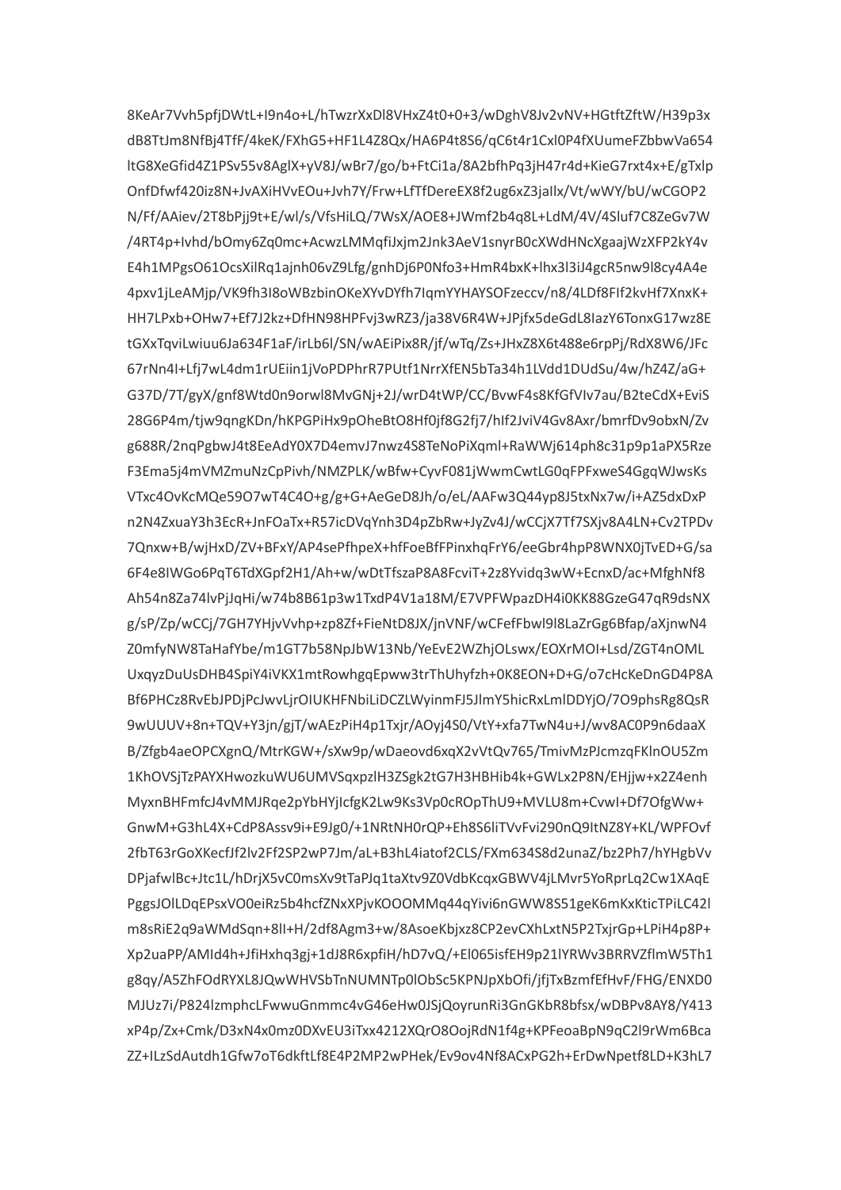8KeAr7Vvh5pfjDWtL+I9n4o+L/hTwzrXxDl8VHxZ4t0+0+3/wDghV8Jv2vNV+HGtftZftW/H39p3x
dB8TtJm8NfBj4TfF/4keK/FXhG5+HF1L4Z8Qx/HA6P4t8S6/qC6t4r1Cxl0P4fXUumeFZbbwVa654
ltG8XeGfid4Z1PSv55v8AglX+yV8J/wBr7/go/b+FtCi1a/8A2bfhPq3jH47r4d+KieG7rxt4x+E/gTxlp
OnfDfwf420iz8N+JvAXiHVvEOu+Jvh7Y/Frw+LfTfDereEX8f2ug6xZ3jaIlx/Vt/wWY/bU/wCGOP2
N/Ff/AAiev/2T8bPjj9t+E/wl/s/VfsHiLQ/7WsX/AOE8+JWmf2b4q8L+LdM/4V/4Sluf7C8ZeGv7W
/4RT4p+Ivhd/bOmy6Zq0mc+AcwzLMMqfiJxjm2Jnk3AeV1snyrB0cXWdHNcXgaajWzXFP2kY4v
E4h1MPgsO61OcsXilRq1ajnh06vZ9Lfg/gnhDj6P0Nfo3+HmR4bxK+lhx3l3iJ4gcR5nw9l8cy4A4e
4pxv1jLeAMjp/VK9fh3I8oWBzbinOKeXYvDYfh7IqmYYHAYSOFzeccv/n8/4LDf8FIf2kvHf7XnxK+
HH7LPxb+OHw7+Ef7J2kz+DfHN98HPFvj3wRZ3/ja38V6R4W+JPjfx5deGdL8IazY6TonxG17wz8E
tGXxTqviLwiuu6Ja634F1aF/irLb6l/SN/wAEiPix8R/jf/wTq/Zs/Zs+JHxZ8X6X6t488e8rpPj/RdX8W6/JFc
67rNn4I+Lfj7wL4dm1m/rUEiin1jVoPDPhrR7PUtf1NrrXfEN5bTa34h1LVdd1DUdSu/4w/hZ4Z/aG+
G37D/7T/gyX/gnf8Wtd0n9orwl8MvGNj+2J/wrD4tWP/CC/BvwF4s8KfGfVIv7au/B2teCdX+EviS
28G6P4m/tjw9qngKDn/hKPGPiHx9pOheBtO8Hf0jf8jf8Gj7/hIf2JviV4Gv8Axr/bmrfDv9obxN/Zv
g688R/2nqPgbwJ4t8EeAdY0X7D4emvJ7nwz4S8TeNoPiXqmlPjLh8c31a5ph8c31p9p1aPX5Rze
F3Ema5j4mVMZmuNzCpPivh/NMZPLK/wBfw+CyvF081jWwmCwtLG0qFPFxweS4GgqWJwsKs
VTxc4OvKcMQe59O7wT4C4O+g/g+G+AeGeD8Jh/o/eL/AAFw3Q44yp8J5txNx7w/i+AZ5dxDxP
n2N4ZxuaY3h3EcR+JnFOaTx+R57icDVqYnh3D4pZbRw+JyZv4J/wCCjX7Tf7SXjv8A4LN+Cv2TPDv
7Qnxw+B/wjHxD/ZV+BfoFeBfFPinxhqFoBxjrFrY6/eeGbr4hpP8WNX0X0TvED+G/sa
6F4e8IWGo6PqT6TdXGpf2H1/Ah+w/wDtTfszaP8A8FcviT+2z6dz8Yvidq3wW+EcnxD/ac+MfghNf8
Ah54n8Za74lvPjJqHi/w74b8B61p3w1TxdP4V1a18M/E7VPFWpazDH4i0KK88GzeG47qR9dsNX
g/sP/Zp/wCCj/7GH7YHjvVvVvhp+zp8Zf+FieNtD8JX/jnVNF/wCFefFbwl9l8LaZrGg6Bfap/aXjnwN4
Z0mfyNW8TaHafYbe/m1GT7b58NpJbW13Nb/YeEvEvE2WZhjOLswx/EOXXrxQxDjOLswx/EOXrMOI+Lsd/ZGT4nOML
UxqyzDuUsDHB4SpiY4iVKX1mtRowwgqEpww3trhUhyfzh+0K8EON/E/wAEvw0ON/ZoR/Ry7XwWfvI8wp
Bf6PHCz8RvEbJPDpcJwvIjLHRFNbiLiDCZLmlDDYO/7O9phsRg8R/Ay/7O9phsRg8R/ShRS/j
9wUUUV+8n+TQV+Y3jn/gjT/wAEzPiPiH4p1Txjr/AOyj4zz4J4Gg0/+wAC0P9n6H/5X7K/wv/VF/DL
B/Zfgb4aeOPCXnQ/MtrKGW/+/sXw9p/wDaeovd6Tx/kqeqXw2vvWVW0vPqQ3M3gaPZJEAK+Nw5OjOLH
UVSSjTzUB0HUSVpt8y3PzxkPTVbTYPrFKw3xaaQaSGN3dyTOIYOwXXtC04rGDcbt9/k8Fcx2wGl7Wn4m
MyxnBHFmfcJ4vMMJRqe2pYbHYjIcfgK2Lw9Ksw9Ks3Vp0cROPhmMUVvFKjtHaYfHhOfT3NUWiyLGZ
GnwM+G3hL4X+CdP8Assv9i+E9Jg0/+1NRtH0rQP+Eh8S6liTVvFvi290nQ9ItZ8Y+KL/WPFOvf
2fbT63RoXKecfJf2lvP2Ff2SP2P2Fjn/Kfm2tenPt8P26R8lk/Fl9Ln/vTmaTXyRWJUMusK/2t/BtG0SW
LMSyJ2fBsKUOM98XlsiYUd8ypvAvoz+1e35bLMXdVwTYx4hunsMxaQSt2nvdlHnbQefd+6eaL1jPDvd6Ai
DPjafwlBc+Jtc1L/hDrjX5vC0msxV9tTaPJq1taXxtv9Z0VdbKcqxGBWV4jLMvr5LqaNlq6Cw1XAq
PggsJOlLDqEPsxVO0eiRz5b4ahfcFZNxXPjvKOOOMMMMq44qYivi8nGWW8S51geKKPtvi24Tp5LF
m8sRiE2q9aWMdSqn+8lI+H/2df8Agm3+w/w/8AsoeKb8hbhxhvSxtNP2iJP2m45pvRq65J0HaYEo5KGxaXc
Xp2uaPP/AMId4h+JfiHxdx7vQ/+ElO65sfH9p9p9aCxPCF36K/2iLtL2nk+GJTN9rNagmy+V8fZc9PZR6Zf
g8qy/A5ZhOdRYXXH/hD7vQ/+El065isfEH9p21lYRWv3BRRVZflmW8SqKEq1TlN2dXNZwSwvCzuE+PJhmVm4
8vnL6nkVMp2+IVMrbtRxAK/ezkKWaPh/fjjTxBzmEffEfHF/FHG/ENXXDeRZPHE+NQ5Jtrr4QT5bPnvxq
MJUz7i/P824kSXPJw4sNQrnjKA9jZ0+fgbAc0LaQd2JaNfOiq2YNEbZaHUzCIhvzX8yVJGanLtoRG86nirDPJG4cGhRhoBsB0OyIUgpdEP7Pa
UJN0wq04WwkPk3jK4bH7uGoPl8zh5A2/3pX3zkzZpsHS+Xm34y6u8L/ZgCHKmpymZ5uYEM77uDT8q1rQovlHyLhiNbrtHeUZhJOvfZxeHiSy8BrqZGLYzxNQibkhJxgJFLhgOzjRQHYw5ISXbaUIwuwLdZM3D2wZ8u6WSRV3zQh2SyGNvtF0vcSvaEx64g4iS0jZ8kRTzyySjJVAD1x86i1ZBOmqsbTU6FsP5AJLdf
z4WSZrdmKgdlFkgr/2PNP2UePQfHXn1WSHx4yOA/aiXMutDUMdzxtv2qX2/2LP1zeLUmKSgVfbTB8H6v
JNpyY6+WzhH1f3JTyf/DwL/0rL+PRgjPPjAYbrJAEtA2qK3z/GDCMo/KCiBVsHGwP3Q0JLoGZq4jDrLqD/7p4j5

Wg3NXIDxaF4/UKdgePDYhiPYC9lq6TOtPyOkQuJFJfPk7Ybq1Ty9HpbVHlcv7NNNAzg8QYJBbGy/WBHGSBaPlkg7x7tjMfFM5gU7xINwzjXc6bBq0q+7C1bsB0dWE1QWxHYzP+L/x6yUv5q3Qee9xi0G8ZcVcrBz39yz39M7d2+u44Yr4hFJYm0Dh4OgS3u7JE7xgujwk8LrKy+X/EOlL7v3MpMtqW8izt5MTVSb/wAa/TGDfw0nmkPG3I8OjaERhpfGcrLANbcLIGwtRwLi+hRy5GXdnRc0JuHYKJgUDbRRKXbhM2qJ3lOO3jnN7M1vILxGyQSDJ3Drmr2oDjv8JiEvx/dEIhVmX8bvC+eg1IyJFYeQ+PIGzm5Zl1MK3bOzfyvnOwnVWT2WV5/nURaGe9yJb5JeUeuOsZPMwKyEEa9UOyrL0+VcRM7Ijhs96SOGG7jOBXPkj6/bIsrv0D1IkQDY5qZ3bZBGLRTuREGgbO88tErkZk2SM03KBSmbjpiS7ZRINiY8hPgmyD5NCHDlQYQe9VpffI+J3ZYVa9Jxom8PHz8fkhx/sYPw+F8o5mkJPX4Uz1fk2g2wfc4D0mqE3bydm4nndtfkLfW7CFvZgaxkaFvr7XNKBgxV7ORFUSLXmy9IfnZdxP6Od/4Ks94zOfVHcHQ9/1BWhYHhePsxjDNkPqG+6ijFO1X4B8+zQ8N5uTQ7+yMeeROJxlY0XIGvT6OO+27VwRqTC/1EWnqpJSVq6zexJGbeS8sAnJ6jj5aqCRkHH4KoS0/GrpnhljLK5H3Gpy9Vpr3xlqhs/K3CllgdovaKG/mqb+i3F/o8iscU3xx/PRh6M/GFfN5aY2Mx7ib/NP/eO3D6PxdLwbFg+w8Ycr+XD8JtrwoXBoGgw8nUgqdAEzSFm+z8WIzzBH5BF2P/2Bty/+XT/4r6j/nQ//eQH/+fhz8E7rN7m1pXmB5KnDBHb7h5iC8YXgQpcpb8uBn4LIzOmgqnr2hO9a/H9fzGC4ZeZ3XRnRUsIztNDS4+GaO5fQtl7rFp0hYqnC2FYaGpIrUpKYV7+tfyYMqUSGqBi4/Eme7XwbrHmVbh7GUZP/Sx6S7P9sdu0e8ztL36hv2G8ZnMaB7fk3XXh6aN4rtGqNwPL5YaDzs+8xYGdXBQjLyMJ2cYOWz0ip+GdYDkDTvLLs5uWHDbAOuaVQqFoU8kT4qhtO/1LtURVlfR1fNOF+PTZUR8zmUqHe5+PMPZnh0mrvEqaKSXkdsJyB1BzSpjNBd+8fiEShqvPhHd+dn8ZUKuBZQEhbfBY8Sx+gK1xLrsx+EWbbSMYmh/3y4UT+o+9bD/lv3jubHs2X/3CT4YMjjM/mjIzQpUdM3C/FRLR9MVoA2WUqqGYhfoPsUhXL2LRa1TaIJLaM7JTpi3pZiz9z+bHB4Fhz+0vvGCnrMsM6DdwfTvyDjtfwHxSzgcA5YpwA94AgKXGVfqmzaG96iE/NsEijJpGhDGuxGwg2Kd+5r8EGDzqCKX1+OjEfHLb+xmYULrxJtvExeOmsUJtNhFbzrtjt80qFrTbm4yPygJLiaoKbqpc/zuYDqJmSV0DvuC0P/lMqYGPbmEdwTe8/PP0uw3a5lYzkAvFGWSlrKgvDAYEcJHqqYeeEbIJgRIakC+DWiSMGh4KuLCXvTrW/gRSKcuShlohSpQ0d34N7cAwNvdh3YXQ1WaRzhJbqbd8OU2vSzWeGpOsqp1cOPPN8WQPzrmsmUm2qa7VQs1yOwOUgLgyZm8N2x4Wl6/mYj/pqftQqGNw6xF1AAnTe5n8zOAjDsDt3/Yi1gyiaMKYzwr5iTIpUUjwWrczyJQ61pakkk0WnPxXaGn3DtOH1Yd2+GNL3C+b9FQuPIT49n4lTuTNvBwRq2Knc1EG/vR8P3bKGHtjUzPdsgmvF3TnlpmcD7tzbRpFmUtZr1QQIcf6CDmQ2cuN5ZNN0v85nJq7+nBZx8NQKWiwbM54JnHBd4W8/lf6Jzbp04pmiMaZUsWyX/A6wwu8AxWZgMCH1GdjL/fJAgB6bBNzNyGljOYEeYzKEUAeIGS9qC1eqQz4vHSmxgsfbG29M54YT6b7uivi8NGzW6E3+nEnuTfiLuZJGHhHL6ZAYaAJMi7qLqy0r0hfzSSm8t//nHgI0Wfsx/q/mmZXeiN0eMBRH6rnqdQ3jN+q0RpHZ/3i6nhLxrr3+c3SIL2NKK8KFtpz1VtvTAmL5aM7XqHktGL7GfgAJbp3x8DTKnlkTeqGDIR44K42D+kJh5vODpo2f3WgN43NpEEY0eq1OPKRhGBcVKlmhG79W4T+Wrl1rBQh3g8nfjsrjt7fSUeHSZt3uckXh26N+CsRQxQyb1WZGZH42H5zK7FVHgpoPOv3Hw+e8Ym92B0b6OKvehm+Iy5TyBN33YGyn4eRzSIgsb+R9RQtHWXzQBkZPxzhSM9YBQZLBwp5yS5HrrYrExzBjhGrn07b6fcHoy1o6F9JyySpXMD6PhJXVhFH8qgT4PY0hRWJp/r5h6fZSe9zEh77E29zLCWYmoZ9KwR/8MLXoZxtDzH9V6wM5ApUmWfkiN8d6mWRNi6R0JD/6LoCudhvLo4W2c7D/PFqUmXDa+wXbDy4iXrgI3XrEeaXDQZUVIpsFT+4qLEN0a3E6GRuF9j5t4JZ+xuxAp3rQUHLiQgmUhJcvCUSIAdE/nC1T95gsO9zM9yFLJ+VXSxmqaLzIiGvwzbBqUw1N/ogP0Gkt0FCDmH4hBCOWSgdRhbCJe/tLxbOb4UQKhPr2/YLz3kdeRSRdZB39xAaRPNmRIrvfPFA4aFhUDc2hrB4bvq0gXM0IaMAuz6XSgbzbOS9AXp2ePujcE2u23xBMoD24Bst/+qHgvgfOzNq+ox3x7N3pAcRpRvWv72fp1G8uyTrHeL56MC0bYJ1FVzDOB4fE+KnR3ODwQNT6tpNz/+L7Wu1f3R0/MtS+kpzQ1w3pZx/Tp1Rlv+Oxh4rFGrDsd0x3l1Lon20MdwlLUlvT4b1Txl/X95z0edP2eXoR/Y5RyxVp92EhA/BnV9Z4oEwjUAN7gXBzhsGXrSyhGSVa8v6oHGLIBXvS1vdUnD7NxtfJfYnm4j9oFAj3zPEI4bjCJ3dlq7WoV91dF2Uh7mrlS/V6UhzvHzt58IsrCRuDdHbY2D9pQBR3L2tLCSTj5SfHxhP4kBK3Sz5aWgU/Gn/H0+4n0BR7xlWiyLR/+UDLt02mFGAUFmHtRH5Lgix7IZeY5OebYcYTbDdmT1nJ1YfXF8x6yGUlMG5Zmpu4zZNiS/mGwNkmRmbt1qb5PTQHGkfAhn2q8J4OxbLz/+Dl3n7S4bA98gbZLj38ap3z6B7npnEvg4SkgtcD19BfpGYrZT5QyfXiBxOdb4ElgK8xHuLuG8YU+n3XmqR0O32P/iTxBrg2nvmOuT2A0mpKKsUmQUzPE8cd7EaFRvmmQ3aDN1ZD7sIa7vT+dmxrM9Fz8TsdgtiOq4ZCnGc4Nsc/Ep6BjuXbYb1gdxIeH6AJ+MzLnwFm2FFxKXMGn1aqfWWn0tqeMoD2ad4oetkKqUy+/v7LAp3C3lRIXyVNOyh4P8u8VLpKCj9PF9Gp1s7eWMNozCwbjiMsnNbG+RqjCy5gFeA+HaUGF6crV0mM4zZ6vDy7X5gOcONZs7kMzovpy7+KXgC/EWFwSOn4c7EXHPL8+6JM6CX3Vny98cLp7EpInGb0tHGlHbx0GH4SL0OaU+fCJozx7NxPknwb1DVLEt9Ib+zdEK7Y9MIWjoFEY8Hc91jUcUK/1Hb+SnZXFwnUhpEVmxr9VkjeeEkC39etSTGIFq0WH+WZrlHt6m14Le4Wh9ZsFr9NFcWMfH8xv/xJZ8L7HB0zs6Nh7a/pLe0FQ2HQ4M/2zE2OFy3BQs+5kFm6oMwxqmZ9FcpjaIbRw+Gp/vjrPkPJZK4nB/13N/Mfc6drvI69fEdJRXFbvHNp7AbUQhWKH6GDBR1vJu1kpXyZzU/LaZ04y0HzQzFw0f3rbDhC3kpv8h5S1a2iuvv8JJVhHHBQsp3b7G7aPeovU14kYnM0IeAgbqZ2mxEGtjwdyhWDMedUa3kTJ2c+HSgl/qvFvnJcVz/JhSnEn9rY+E6F1iXMoA8dO3b3/8qbA5qB8N7ZBCO/tX3oUw6VvnFjJu/rsSJNPGRKMuCSpYdoVE34DGFNb+A3zDwxqBNnDNjtmGCFHGNqxLkBzxsr6C8k4Oq6JIh8vNDXmsFqNGANr2Oz98XaoNIwnycvuY3NffUJ98jQ/bK1ZIC33QPZp+PK/6zNuIeJ3DMJsFzjnYc79OBtJHvhhh85nOivpyr57WEqd6xPpF2WaW5v6K3oyI3TMNGWCZ9Vr1YBu9AaOg5X3cI9UWqfiU91NY2sQEI0JzRbpDiIeR4+NPa0svRm7Bh5FDm3uKVvpmEa5Ix1nMwWTyMJ+BOrFaVWMYkDeBA+A3BqQH/mxyb9wVtc7C+R8fxoWYg0uJOyQ+q92u/+ZKMGTPt4gVHq/8l9hY6zdL/ImbUbMFvsCOZhqOL9jbfYP9uK7Ov4fkZ3gyPU3wNMyuoAoDkwxKK3Wz6xOI9sQKkfnSHzrpr0nqaG/Zq0kIsKZFAVGJoy+jbDWZlBpWBi5A4+9gDbeVT0T+Be1NBYgQeqm0YHMfOCJ0Yjw9mPbmexvIeoRxqXnxoPk52nTBnb7LOWQAABDPGXfmBjy2mJrFD8jnm9WSeoUgvWdnbOBRc4Kc2jxo5HYPW0T/SSqaPGEC4Abiq8LGVUi1WWsZKG2BQVcqqXUPHrqtMCC7Zl99CTEC+8ndF9ngQswOjjoF9v0mEoR9iO+G7f0DfbtuTT7SOsSwSaD/bPmpT+oS6wGHcSm0CmqwWQp7cq+WwN4UBI4pq6CXcZWnugAbjz4LXhoOqN1iTe9nE1dAKNRNhfxGXOXFmZy7BQHK5Hy3n1b8VW2aqm8HwE4TvY5x91WzeVvB6LsJOXaXa3uCjP0g/89hT1Ri/DkdEC2Xp0u+BcGvSfqgtd51pI9n9D/3+Zi2PWkzS7t+U2Gfzk54pt5SFOb+ZwcEUIRq2jQDUN9tQp3utKOkfU3Ex4YVQxEqX2FoB/tR1IyiKkChqROPKYZH6yl00CkAZv3RgyBqXsHHoAp6lSuk0yg+K+SuAD5PNV+Lc8sDQ7qHmvXSOMA76cL4n2ltIJ6ccdP6R/7m+51+7I/x8zTySD6whbzL8WDWi+uMlK0nUQ0/BSW1VUqUqb9DEsdVxDV+jZaNpV3+Ud6CVVPFg3aOrHcP60mMMkS+iLwvFv4VcaF+lFnCL0iGTfr3MOK8zG2hbtsjOTfr4cd0vRV2L4/+xAhq30oUV2hJRCJYyHYpLMK4FqLKyGBX9BA6ViZ8TSqQdZf1iGkiKwsN3B/i1qxXlhsqoQzdjNBvnC3/X0UA2gq31ArBwKlYg8JphT0WGnIUCmh6w7TxQYUxTiW4g0fpNlK3qq4RRYHLglWOYUTqoJ1R8HBtqJ6+d4k8SdXIzx2NUQnA/mp+4wA1J7QsSSuPzQ9Rc6RMGBKM6mQmhLOh4r8TcZTLQsEg51h0bmH1+q38UJGX8nUuDfmb2qzOXoKuQbPv6QwxKtJDBHrfwcVvkOGHJaS+aS4XqBvZ+H3cCPITITPV6ACrvsP48V3n5O2a8qmgr8fehQcIv+jXp9PzPxYpjN7EwgVd6wnAAcd8hHQ==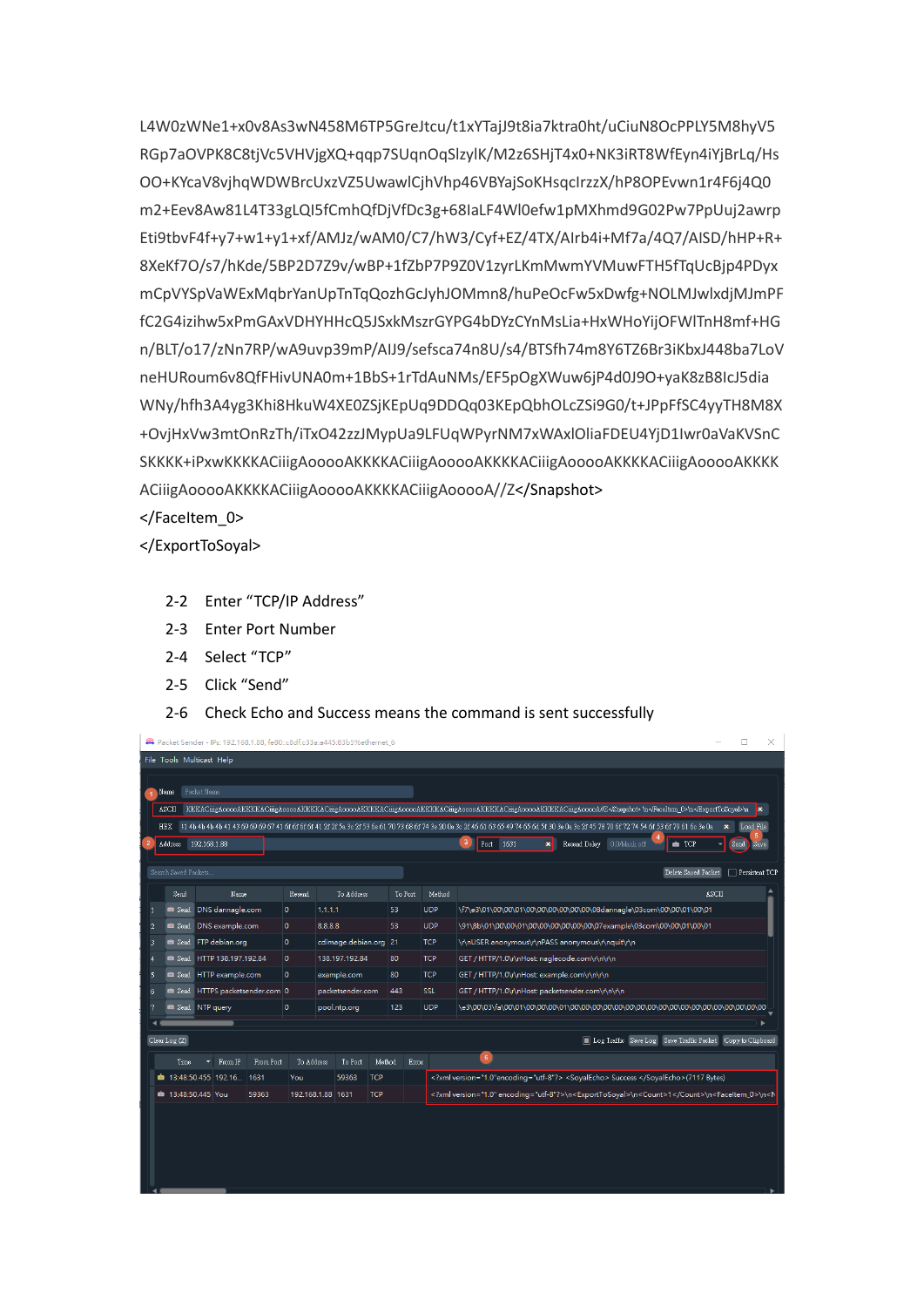L4W0zWNe1+x0v8As3wN458M6TP5GreJtcu/t1xYTajJ9t8ia7ktra0ht/uCiuN8OcPPLY5M8hyV5
RGp7aOVPK8C8tjVc5VHVjgXQ+qqp7SUqnOqSlzylK/M2z6SHjT4x0+NK3iRT8WfEyn4iYjBrLq/Hs
OO+KYcaV8vjhqWDWBrcUxzVZ5UwawlCjhVhp46VBYajSoKHsqclrzzX/hP8OPEvwn1r4F6j4Q0
m2+Eev8Aw81L4T33gLQI5fCmhQfDjVfDc3g+68laLF4Wl0efw1pMXhmd9G02Pw7PpUuj2awrp
Eti9tbvF4f+y7+w1+y1+xf/AMJz/wAM0/C7/hW3/Cyf+EZ/4TX/Alrb4i+Mf7a/4Q7/AISD/hHP+R+
8XeKf7O/s7/hKde/5BP2D7Z9v/wBP+1fZbP7P9Z0V1zyrLKmMwmYVMuwFTH5fTqUcBjp4PDyx
mCpVYSpVaWExMqbrYanUpTnTqQozhGcJyhJOMmn8/huPeOcFw5xDwfg+zLKKwWIWlTnH8mf+HG
fC2G4izihw5xPmGAxVDHYHHcQ5JSxkMszrGYPG4bDYzCYnMsLia+HxWHoYijOFWlTnH8mf+HG
n/BLT/o17/zNn7RP/wA9uvp39mP/AIJ9/sefca74n8U/s4v/BTSfh74m8Y6TZ6Br3iKbxJ448ba7LoV
neHURoum6v8QfFHivUNA0m+1BbS5+1rTdAuNMs/EF5pOgXWuw6jP4d0J9O+yaK8zBzi9G0/t+JPPFfSC4yyTH8M8X
WNy/hfh3A4yg3Khi8HkuW4EzUgFQs9DDQQ03KEpQbhOLcSi9G0/t+JPPFfSC4yyTH8M8X
+OvjHxVw3mtOnRzTh/iTxO42zzJMypUa9LFUqWPrNM7xWAxlOliaFDEU4Y1Ir0waVaKVnSc
SKKKK+iPxwKKKKACiiigAooooAKKKKACiiigAooooAKKKKACiiigAooooAKKKKACiiigAooooAKKKK
ACiiigAooooAKKKKACiiigAooooAKKKKACiiigAooooA//Z</Snapshot>
</FaceItem_0>
</ExportToSoyal>

2-2 Enter “TCP/IP Address”

2-3 Enter Port Number

2-4 Select “TCP”

2-5 Click “Send”

2-6 Check Echo and Success means the command is sent successfully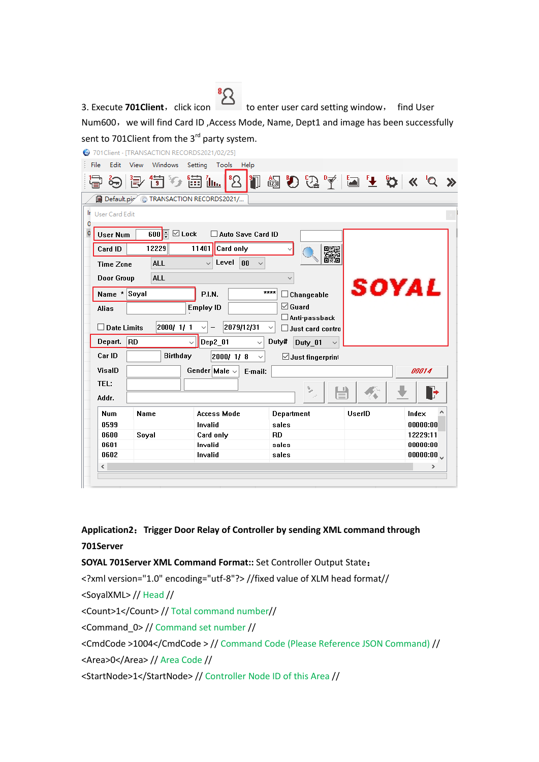3. Execute **701Client**， click icon to enter user card setting window， find User Num600， we will find Card ID ,Access Mode, Name, Dept1 and image has been successfully sent to 701Client from the 3rd party system.

**Application2： Trigger Door Relay of Controller by sending XML command through 701Server**

**SOYAL 701Server XML Command Format::** Set Controller Output State：

<?xml version="1.0" encoding="utf-8"?> //fixed value of XLM head format//

<SoyalXML> // Head //

<Count>1</Count> // Total command number//

<Command_0> // Command set number //

<CmdCode >1004</CmdCode > // Command Code (Please Reference JSON Command) //

<Area>0</Area> // Area Code //

<StartNode>1</StartNode> // Controller Node ID of this Area //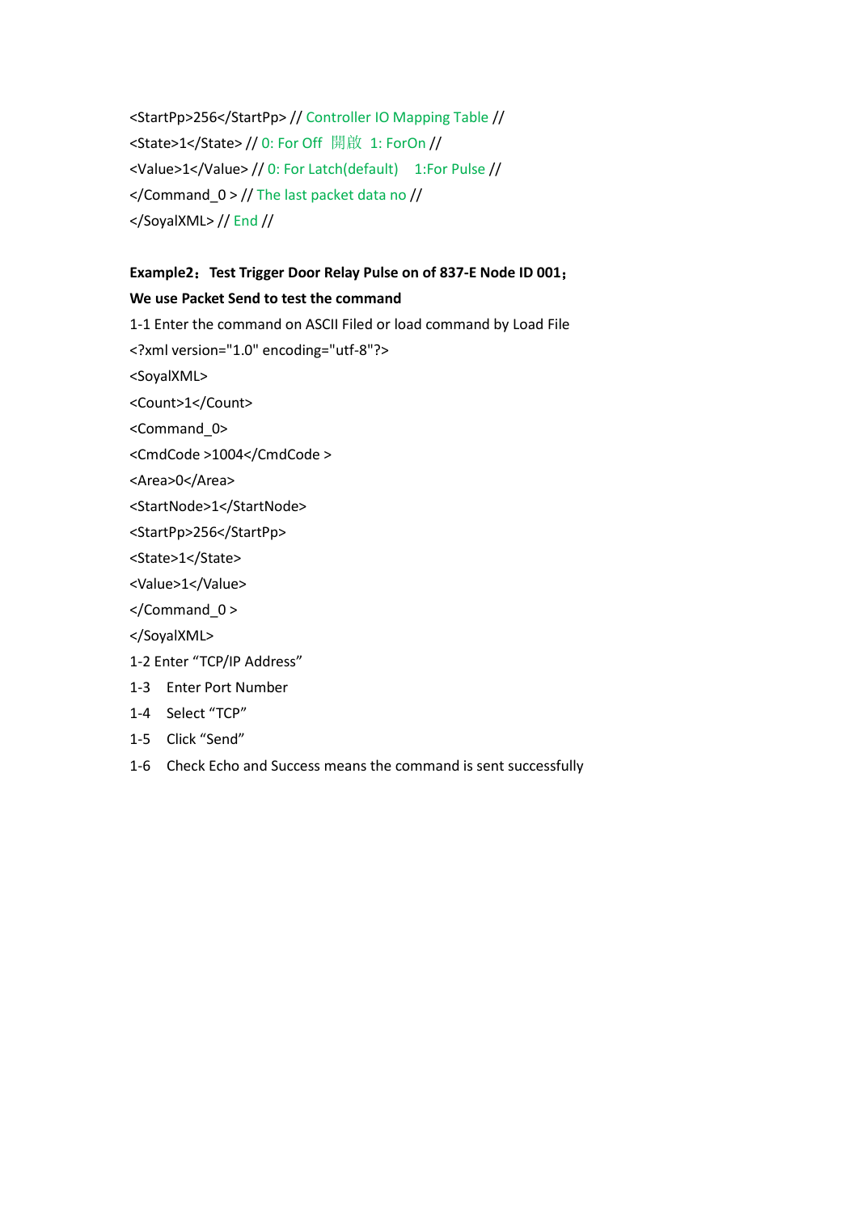```
<StartPp>256</StartPp> // Controller IO Mapping Table //
<State>1</State> // 0: For Off  開啟  1: ForOn //
<Value>1</Value> // 0: For Latch(default)    1:For Pulse //
</Command_0 > // The last packet data no //
</SoyalXML> // End //
```

**Example2：Test Trigger Door Relay Pulse on of 837-E Node ID 001；**

**We use Packet Send to test the command**

1-1 Enter the command on ASCII Filed or load command by Load File

```
<?xml version="1.0" encoding="utf-8"?>
<SoyalXML>
<Count>1</Count>
<Command_0>
<CmdCode >1004</CmdCode >
<Area>0</Area>
<StartNode>1</StartNode>
<StartPp>256</StartPp>
<State>1</State>
<Value>1</Value>
</Command_0 >
</SoyalXML>
```

1-2 Enter “TCP/IP Address”

1-3 Enter Port Number

1-4 Select “TCP”

1-5 Click “Send”

1-6 Check Echo and Success means the command is sent successfully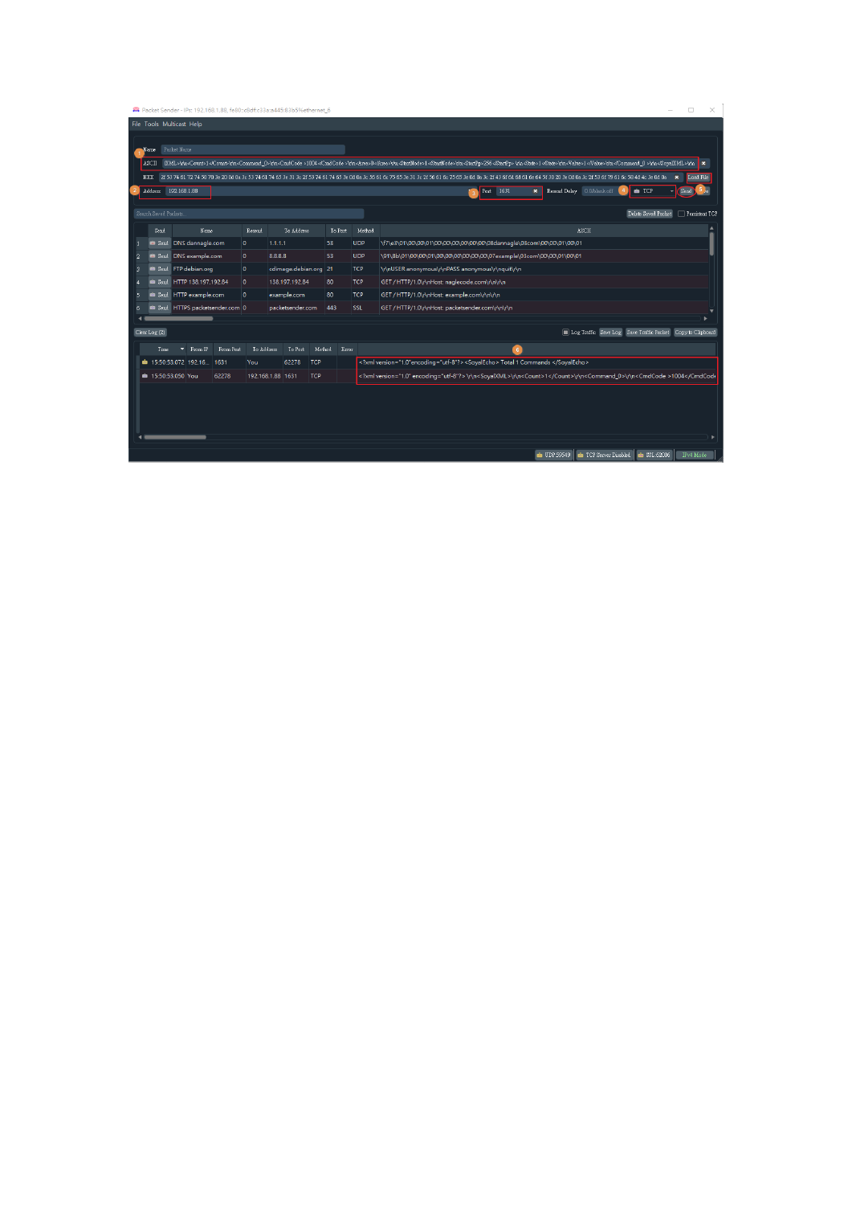Packet Sender - IPs: 192.168.1.88, fe80::c8df:c33a:a445:81b5%ethernet_6

File Tools Multicast Help

Name: Packet Name

ASCII: `<XML>\r\n<Count>1</Count>\r\n<Command_0>\r\n<CmdCode >1004</CmdCode >\r\n<Area>0</Area>\r\n<StartNode>1</StartNode>\r\n<StartFp>256</StartFp> \r\n<State>1</State>\r\n<Value>1</Value>\r\n</Command_0 >\r\n</SoyalXML>\r\n`

HEX: `3c 53 74 61 72 74 3e 20 0d 0a 3c 53 74 61 74 65 3e 31 3c 2f 53 74 61 74 65 3e 0d 0a 3c 56 61 6c 75 65 3e 31 3c 2f 56 61 6c 75 65 3e 0d 0a 3c 2f 43 6f 6d 6d 61 6e 64 5f 30 3e 0d 0a 3c 2f 53 6f 79 61 6c 58 4d 4c 3e 0d 0a`

Load File

Address: 192.168.1.88 | Port: 1631 | Resend Delay: 0.0 (blank or 0 off) | TCP | Send | Save

Search Saved Packets | Delete Saved Packet | Persistent TCP

| | Send | Name | Resend | To Address | To Port | Method | ASCII |
|---|---|---|---|---|---|---|---|
| 1 | Send | DNS dannagle.com | 0 | 1.1.1.1 | 53 | UDP | \f7\a3\01\00\00\01\00\00\00\00\00\08dannagle\03com\00\00\01\00\01 |
| 2 | Send | DNS example.com | 0 | 8.8.8.8 | 53 | UDP | \91\8b\01\00\00\01\00\00\00\00\00\07example\03com\00\00\01\00\01 |
| 3 | Send | FTP debian.org | 0 | cdimage.debian.org | 21 | TCP | \r\nUSER anonymous\r\nPASS anonymous\r\nquit\r\n |
| 4 | Send | HTTP 138.197.192.84 | 0 | 138.197.192.84 | 80 | TCP | GET / HTTP/1.0\r\nHost: naglecode.com\r\n\r\n |
| 5 | Send | HTTP example.com | 0 | example.com | 80 | TCP | GET / HTTP/1.0\r\nHost: example.com\r\n\r\n |
| 6 | Send | HTTPS packetsender.com | 0 | packetsender.com | 443 | SSL | GET / HTTP/1.0\r\nHost: packetsender.com\r\n\r\n |

Clear Log (2) | Log Traffic | Save Log | Save Traffic Packet | Copy to Clipboard

| Time | From IP | From Port | To Address | To Port | Method | Error | ASCII |
|---|---|---|---|---|---|---|---|
| 15:50:53.072 | 192.16... | 1631 | You | 62278 | TCP | | `<?xml version="1.0" encoding="utf-8"?> <SoyalEcho> Total 1 Commands </SoyalEcho>` |
| 15:50:53.050 | You | 62278 | 192.168.1.88 | 1631 | TCP | | `<?xml version="1.0" encoding="utf-8"?> \r\n<SoyalXML>\r\n<Count>1</Count>\r\n<Command_0>\r\n<CmdCode >1004</CmdCode` |

UDP:55549 | TCP Server Disabled | SSL:62000 | IPv4 Mode